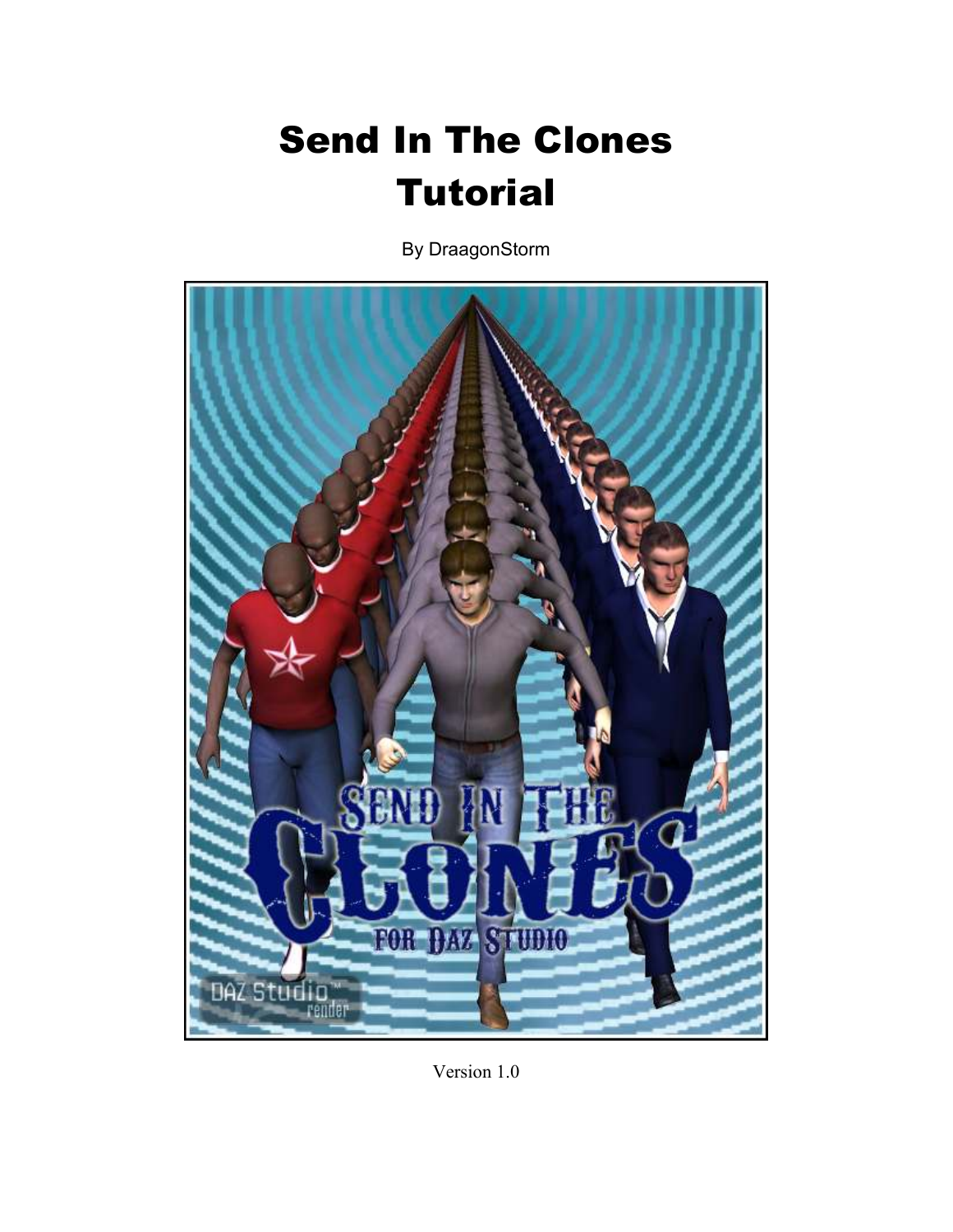# Send In The Clones Tutorial

By DraagonStorm

Version 1.0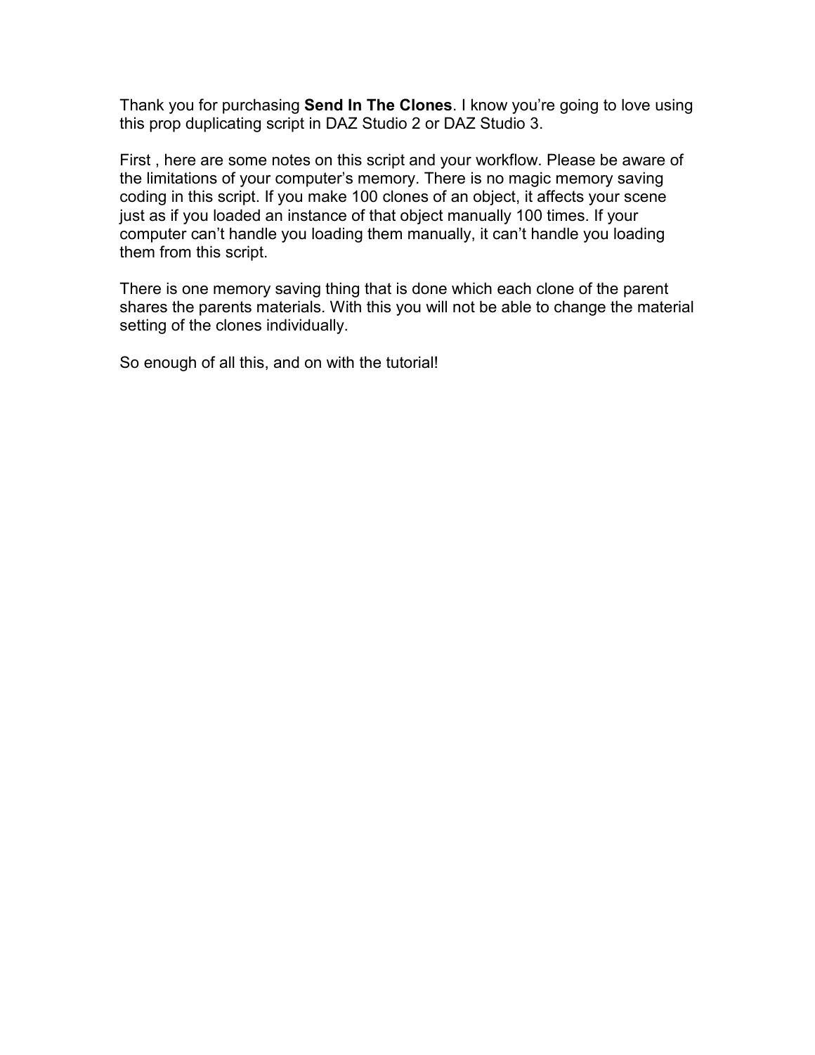Thank you for purchasing **Send In The Clones**. I know you're going to love using this prop duplicating script in DAZ Studio 2 or DAZ Studio 3.

First , here are some notes on this script and your workflow. Please be aware of the limitations of your computer's memory. There is no magic memory saving coding in this script. If you make 100 clones of an object, it affects your scene just as if you loaded an instance of that object manually 100 times. If your computer can't handle you loading them manually, it can't handle you loading them from this script.

There is one memory saving thing that is done which each clone of the parent shares the parents materials. With this you will not be able to change the material setting of the clones individually.

So enough of all this, and on with the tutorial!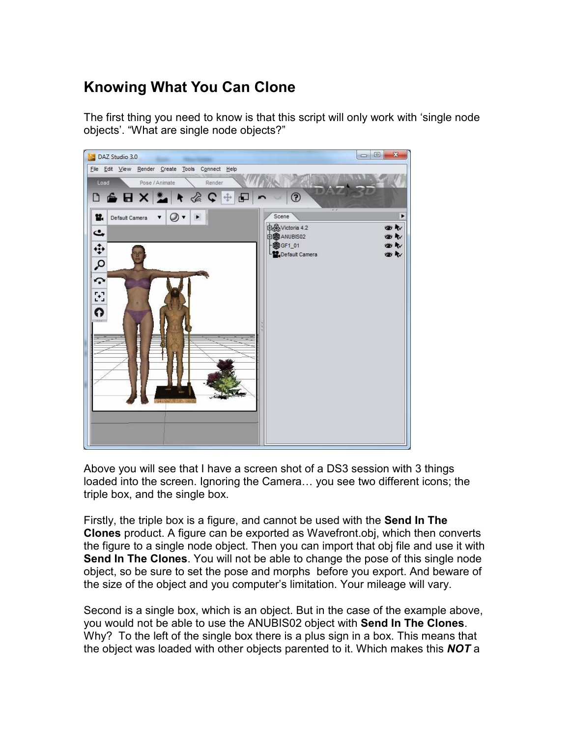## Knowing What You Can Clone

The first thing you need to know is that this script will only work with 'single node objects'. "What are single node objects?"

Above you will see that I have a screen shot of a DS3 session with 3 things loaded into the screen. Ignoring the Camera… you see two different icons; the triple box, and the single box.

Firstly, the triple box is a figure, and cannot be used with the **Send In The Clones** product. A figure can be exported as Wavefront.obj, which then converts the figure to a single node object. Then you can import that obj file and use it with **Send In The Clones**. You will not be able to change the pose of this single node object, so be sure to set the pose and morphs  before you export. And beware of the size of the object and you computer's limitation. Your mileage will vary.

Second is a single box, which is an object. But in the case of the example above, you would not be able to use the ANUBIS02 object with **Send In The Clones**. Why?  To the left of the single box there is a plus sign in a box. This means that the object was loaded with other objects parented to it. Which makes this ***NOT*** a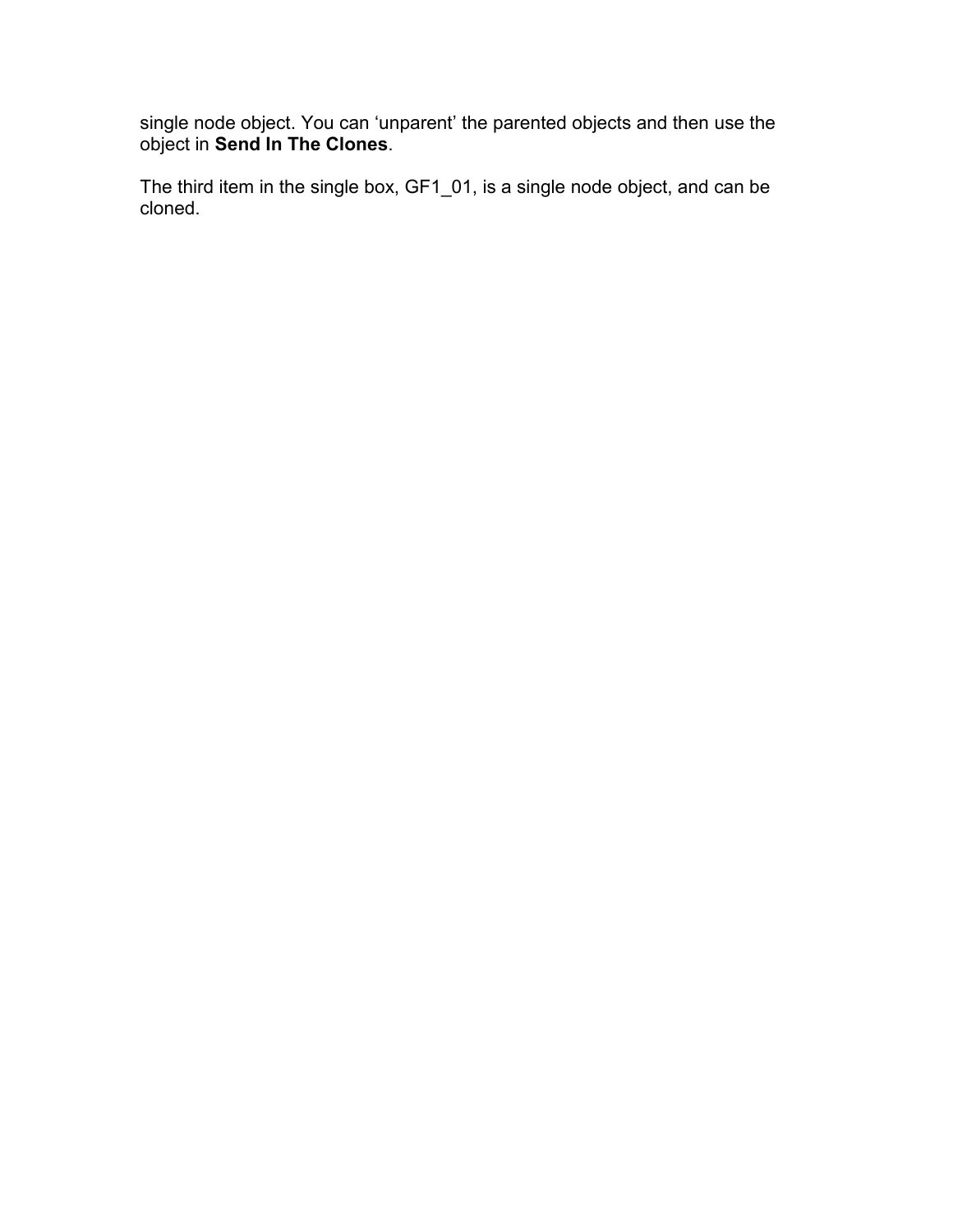single node object. You can ‘unparent’ the parented objects and then use the object in **Send In The Clones**.

The third item in the single box, GF1_01, is a single node object, and can be cloned.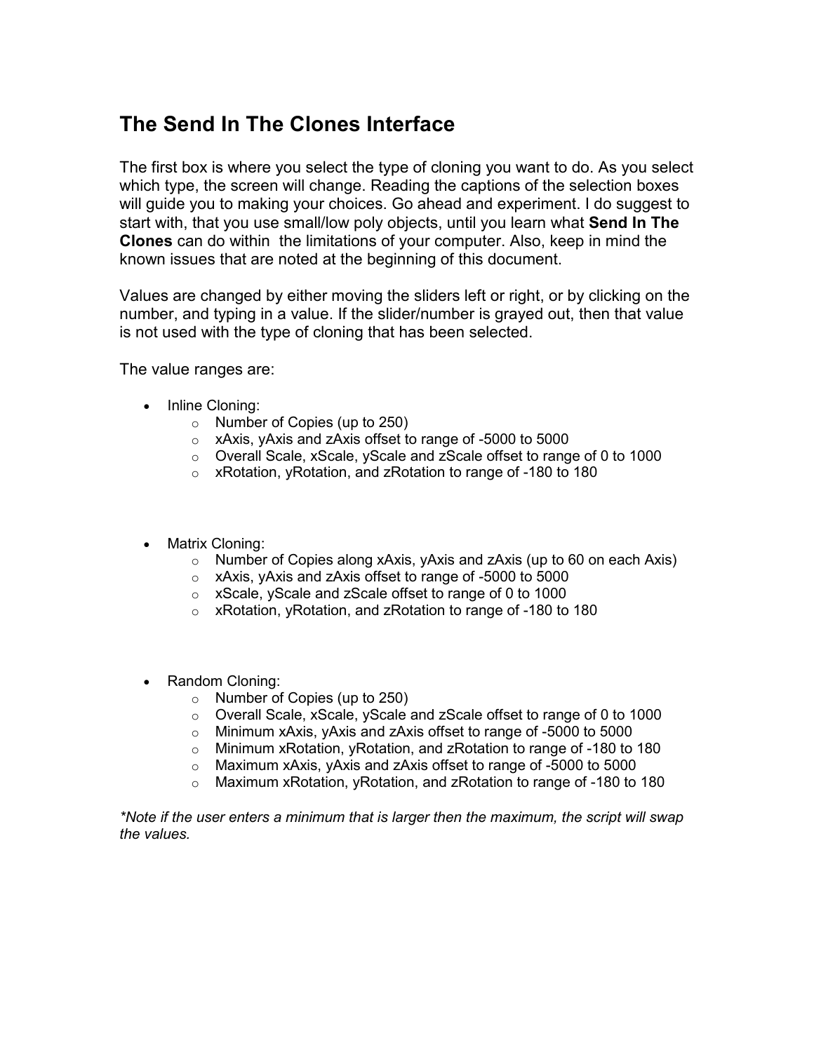# The Send In The Clones Interface

The first box is where you select the type of cloning you want to do. As you select which type, the screen will change. Reading the captions of the selection boxes will guide you to making your choices. Go ahead and experiment. I do suggest to start with, that you use small/low poly objects, until you learn what **Send In The Clones** can do within the limitations of your computer. Also, keep in mind the known issues that are noted at the beginning of this document.

Values are changed by either moving the sliders left or right, or by clicking on the number, and typing in a value. If the slider/number is grayed out, then that value is not used with the type of cloning that has been selected.

The value ranges are:

- Inline Cloning:
  - Number of Copies (up to 250)
  - xAxis, yAxis and zAxis offset to range of -5000 to 5000
  - Overall Scale, xScale, yScale and zScale offset to range of 0 to 1000
  - xRotation, yRotation, and zRotation to range of -180 to 180

- Matrix Cloning:
  - Number of Copies along xAxis, yAxis and zAxis (up to 60 on each Axis)
  - xAxis, yAxis and zAxis offset to range of -5000 to 5000
  - xScale, yScale and zScale offset to range of 0 to 1000
  - xRotation, yRotation, and zRotation to range of -180 to 180

- Random Cloning:
  - Number of Copies (up to 250)
  - Overall Scale, xScale, yScale and zScale offset to range of 0 to 1000
  - Minimum xAxis, yAxis and zAxis offset to range of -5000 to 5000
  - Minimum xRotation, yRotation, and zRotation to range of -180 to 180
  - Maximum xAxis, yAxis and zAxis offset to range of -5000 to 5000
  - Maximum xRotation, yRotation, and zRotation to range of -180 to 180

*\*Note if the user enters a minimum that is larger then the maximum, the script will swap the values.*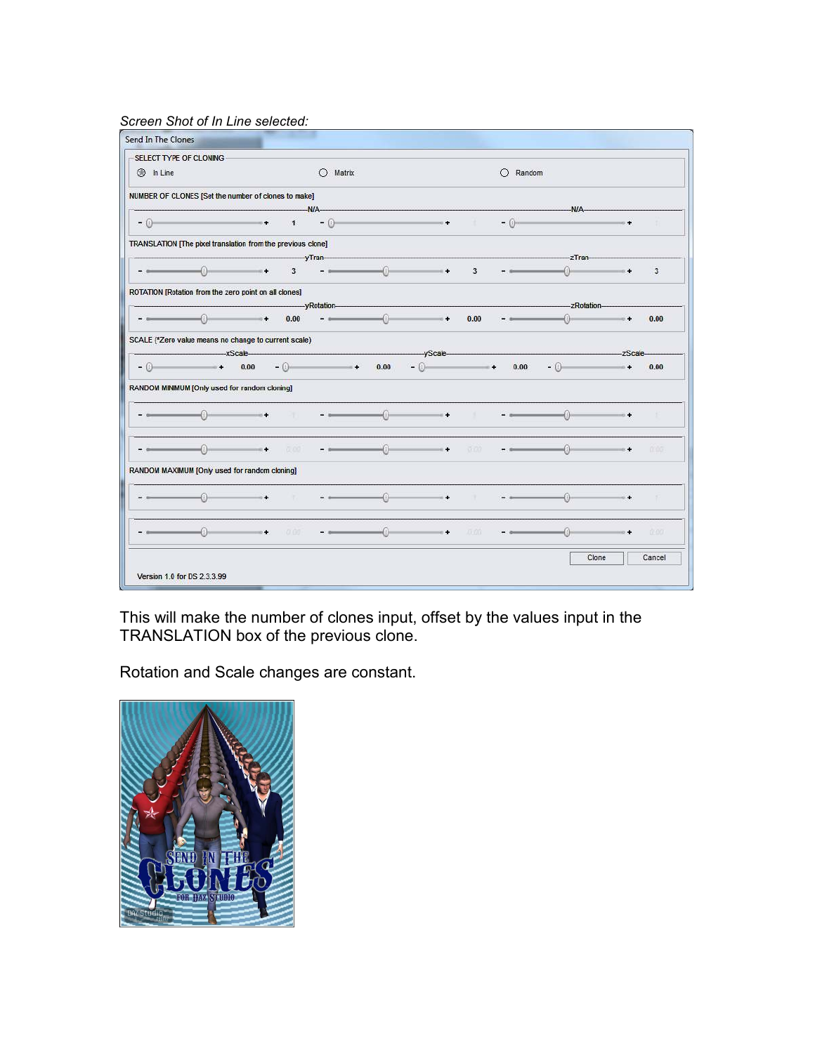*Screen Shot of In Line selected:*

This will make the number of clones input, offset by the values input in the TRANSLATION box of the previous clone.

Rotation and Scale changes are constant.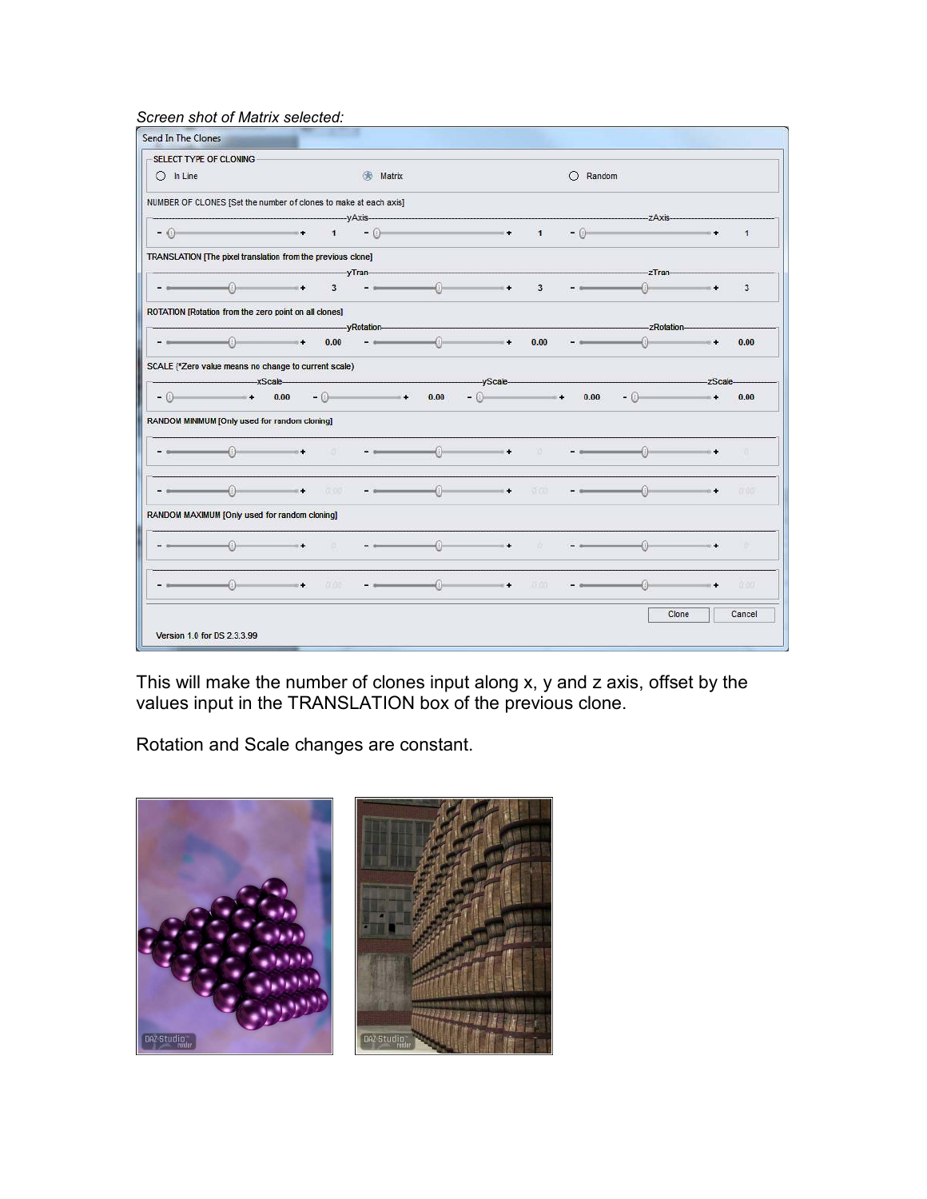*Screen shot of Matrix selected:*

This will make the number of clones input along x, y and z axis, offset by the values input in the TRANSLATION box of the previous clone.

Rotation and Scale changes are constant.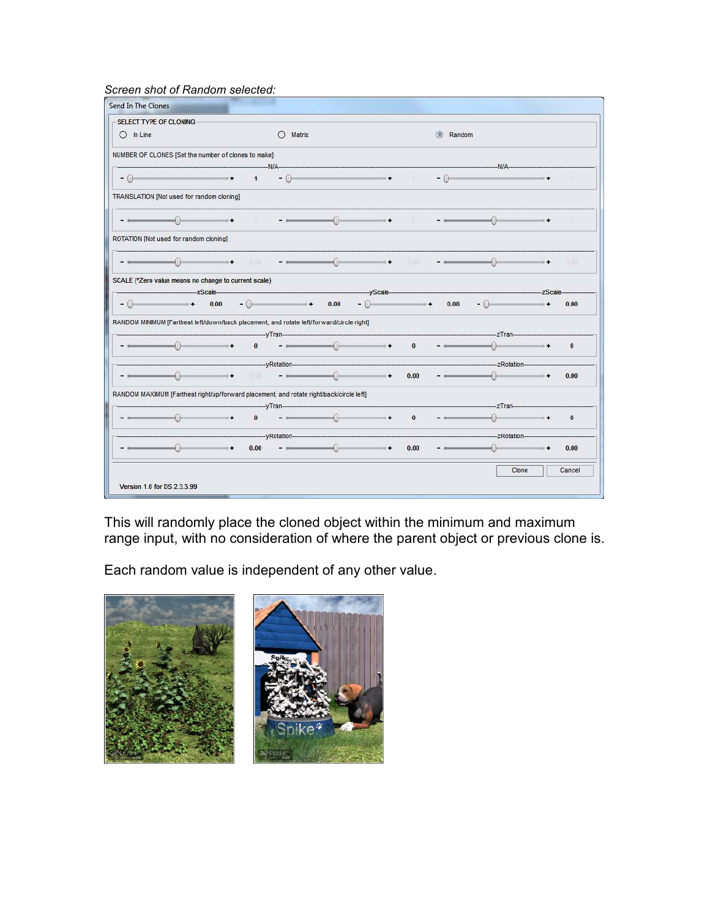*Screen shot of Random selected:*

This will randomly place the cloned object within the minimum and maximum range input, with no consideration of where the parent object or previous clone is.

Each random value is independent of any other value.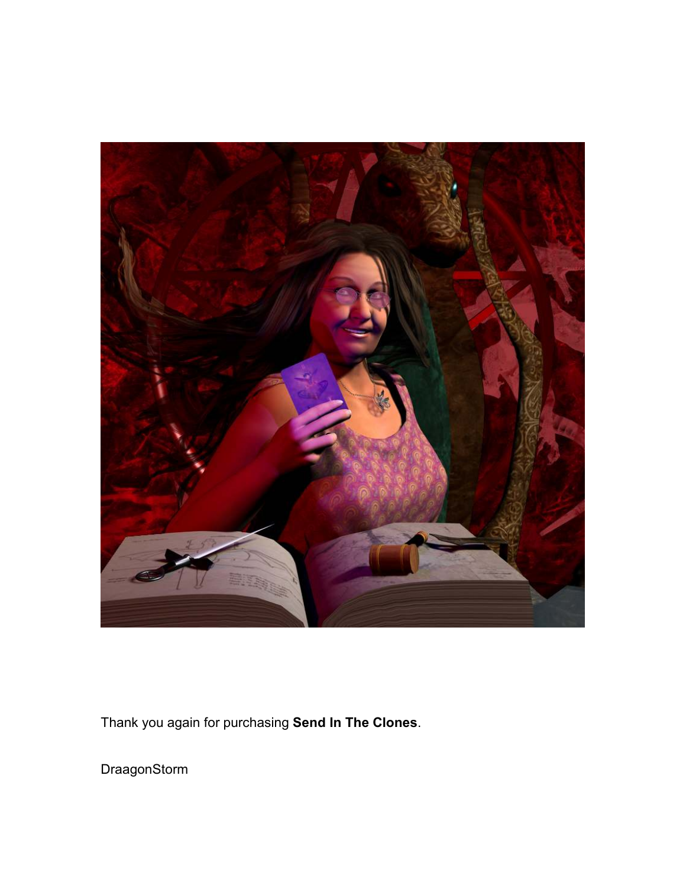Thank you again for purchasing **Send In The Clones**.

DraagonStorm